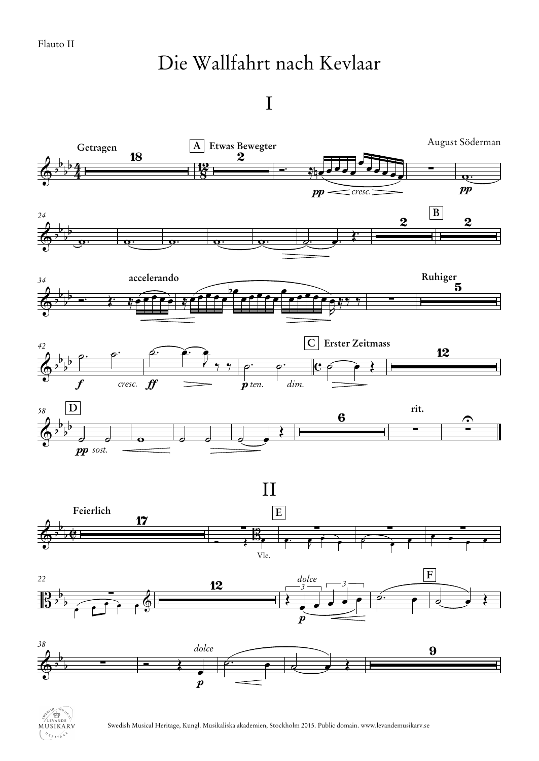Flauto II

# Die Wallfahrt nach Kevlaar

## I

August Söderman

Getragen — A Etwas Bewegter — B — accelerando — Ruhiger — C Erster Zeitmass — D — rit.

## II

Feierlich — E — F

Swedish Musical Heritage, Kungl. Musikaliska akademien, Stockholm 2015. Public domain. www.levandemusikarv.se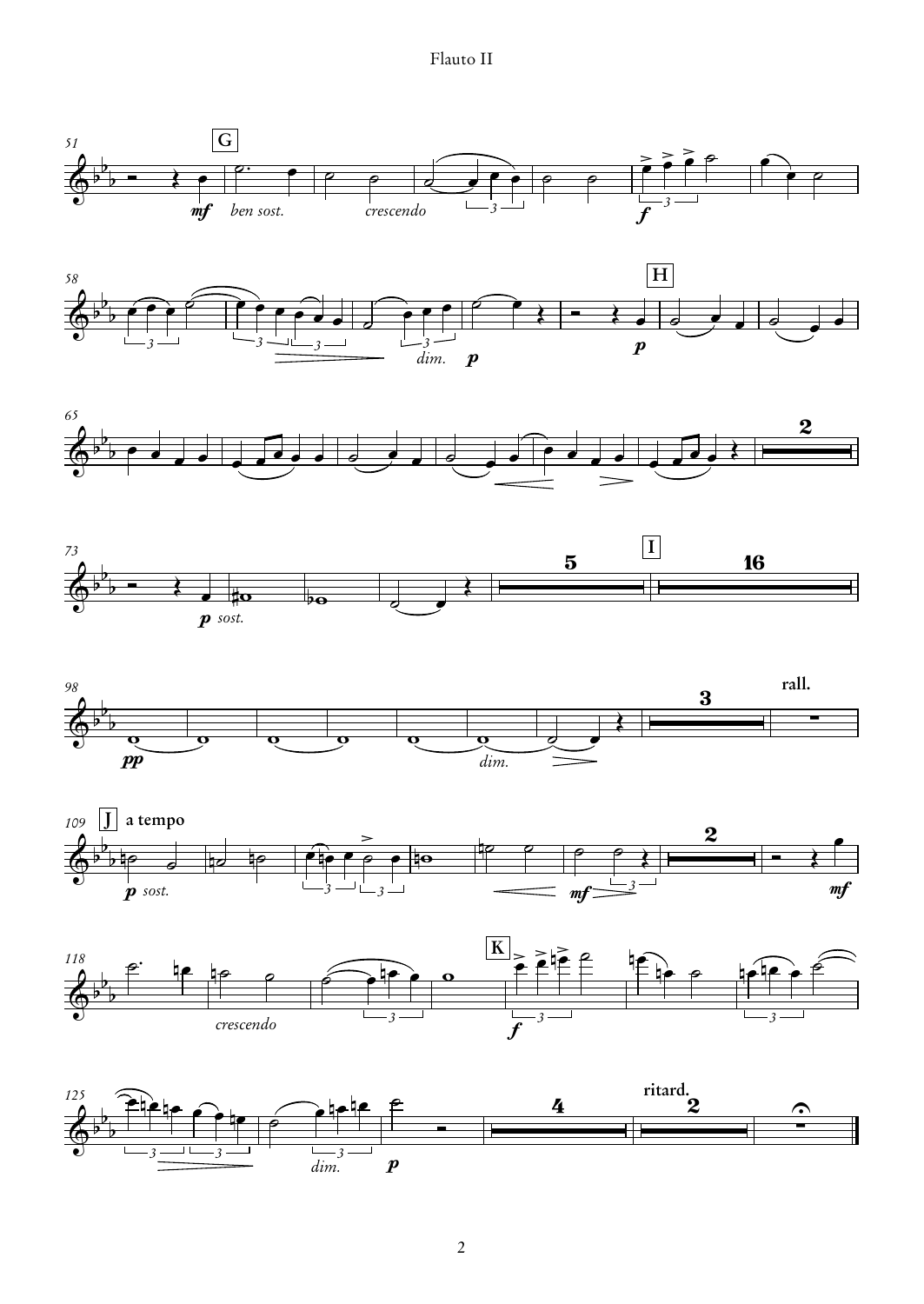51 G *mf* *ben sost.* *crescendo* 3 *f* 3

58 3 3 3 3 *dim.* *p* H *p*

65 2

73 *p sost.* 5 I 16

98 *pp* *dim.* 3 **rall.**

109 J **a tempo** *p sost.* 3 3 *mf* 3 2 *mf*

118 *crescendo* 3 K *f* 3 3

125 3 3 3 *dim.* *p* 4 **ritard.** 2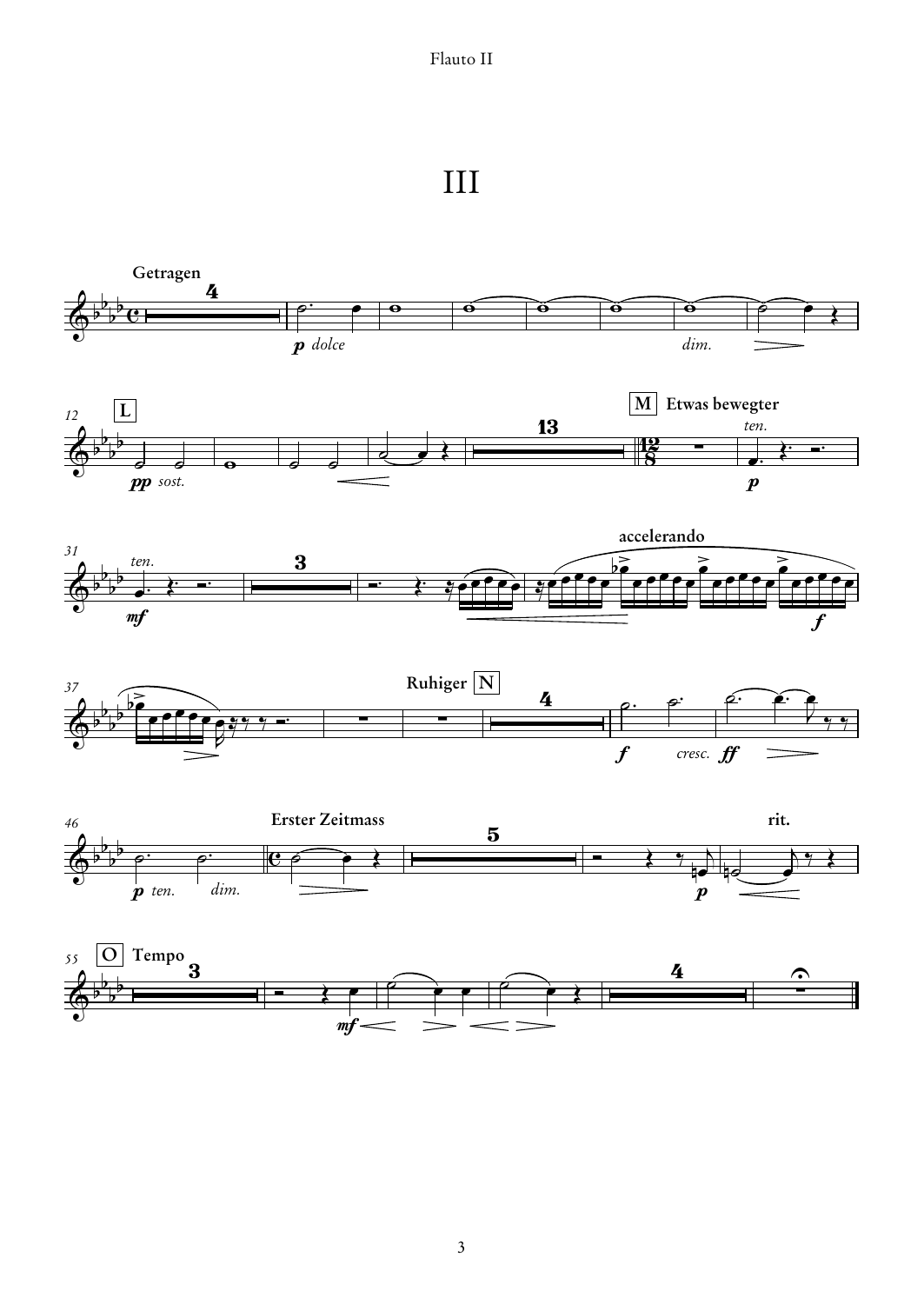# III